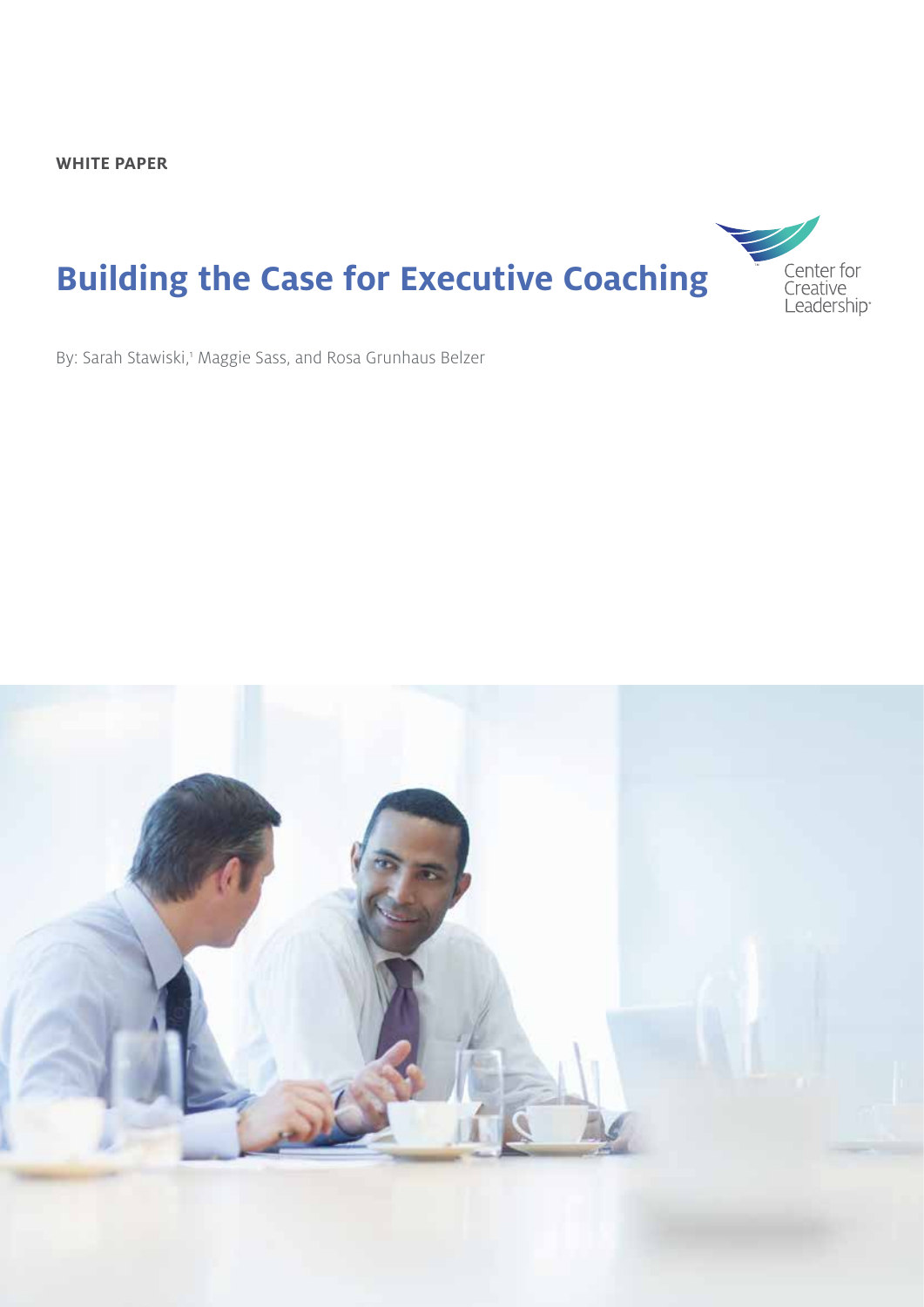**WHITE PAPER**

# Building the Case for Executive Coaching

Center for Creative Leadership

By: Sarah Stawiski,[1] Maggie Sass, and Rosa Grunhaus Belzer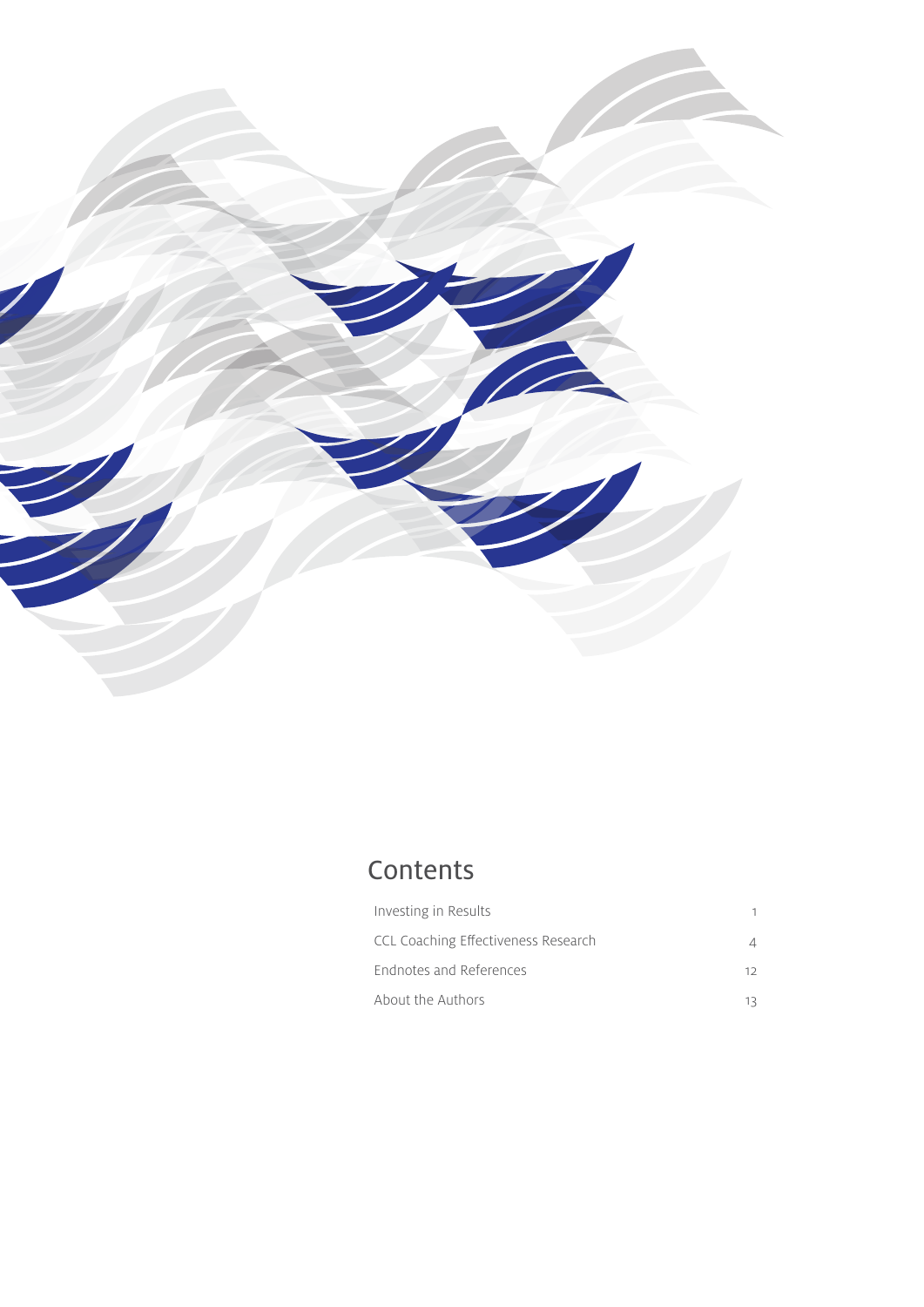# Contents

| | |
|---|---|
| Investing in Results | 1 |
| CCL Coaching Effectiveness Research | 4 |
| Endnotes and References | 12 |
| About the Authors | 13 |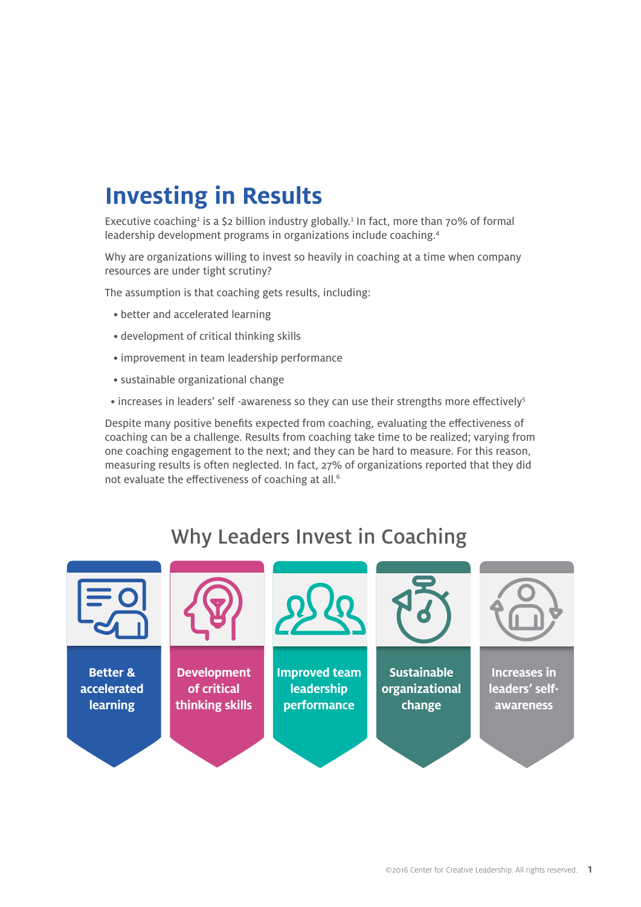# Investing in Results

Executive coaching[2] is a $2 billion industry globally.[3] In fact, more than 70% of formal leadership development programs in organizations include coaching.[4]

Why are organizations willing to invest so heavily in coaching at a time when company resources are under tight scrutiny?

The assumption is that coaching gets results, including:

- better and accelerated learning
- development of critical thinking skills
- improvement in team leadership performance
- sustainable organizational change
- increases in leaders' self -awareness so they can use their strengths more effectively[5]

Despite many positive benefits expected from coaching, evaluating the effectiveness of coaching can be a challenge. Results from coaching take time to be realized; varying from one coaching engagement to the next; and they can be hard to measure. For this reason, measuring results is often neglected. In fact, 27% of organizations reported that they did not evaluate the effectiveness of coaching at all.[6]

## Why Leaders Invest in Coaching

- **Better & accelerated learning**
- **Development of critical thinking skills**
- **Improved team leadership performance**
- **Sustainable organizational change**
- **Increases in leaders' self-awareness**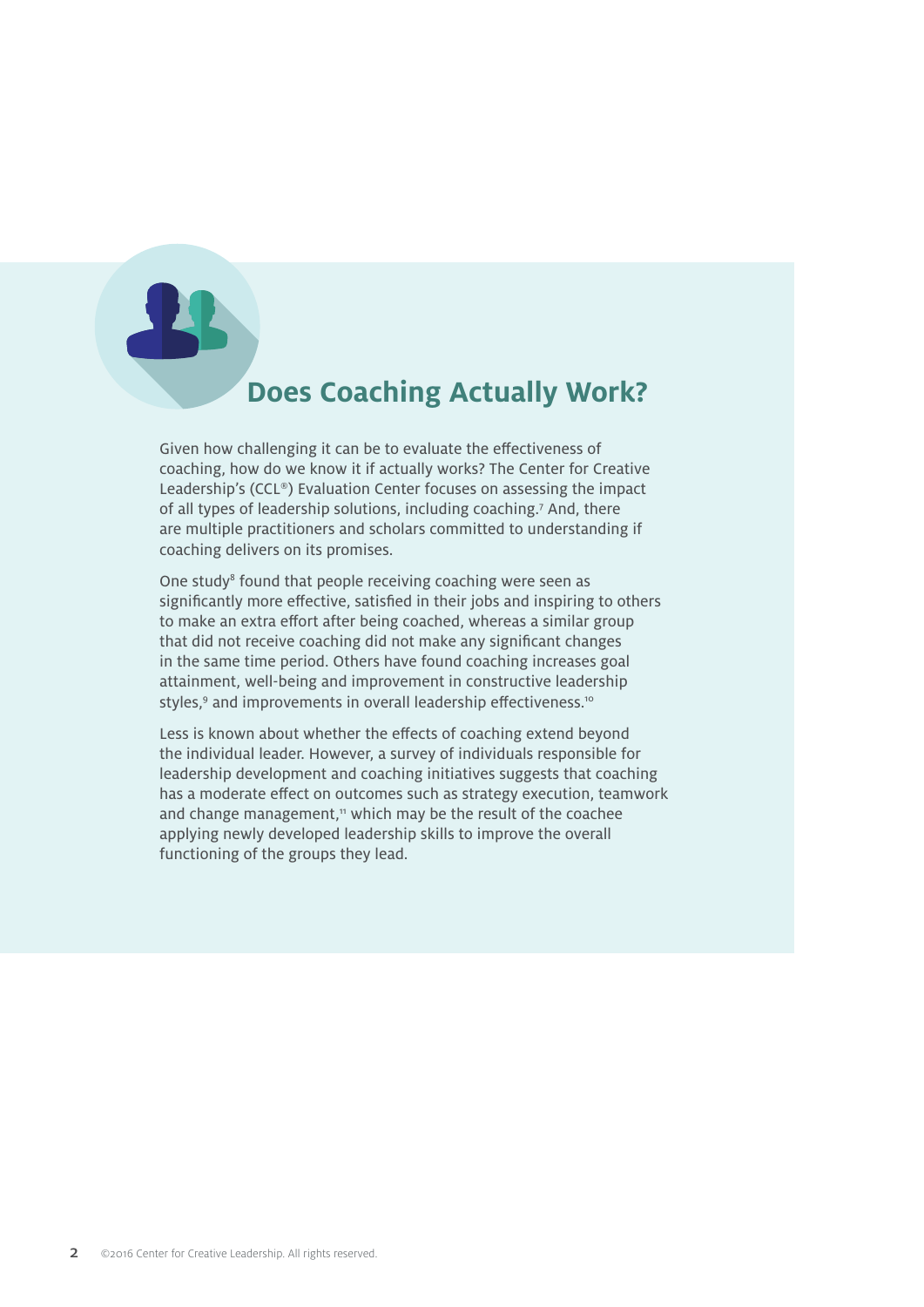## Does Coaching Actually Work?

Given how challenging it can be to evaluate the effectiveness of coaching, how do we know it if actually works? The Center for Creative Leadership's (CCL®) Evaluation Center focuses on assessing the impact of all types of leadership solutions, including coaching.[7] And, there are multiple practitioners and scholars committed to understanding if coaching delivers on its promises.

One study[8] found that people receiving coaching were seen as significantly more effective, satisfied in their jobs and inspiring to others to make an extra effort after being coached, whereas a similar group that did not receive coaching did not make any significant changes in the same time period. Others have found coaching increases goal attainment, well-being and improvement in constructive leadership styles,[9] and improvements in overall leadership effectiveness.[10]

Less is known about whether the effects of coaching extend beyond the individual leader. However, a survey of individuals responsible for leadership development and coaching initiatives suggests that coaching has a moderate effect on outcomes such as strategy execution, teamwork and change management,[11] which may be the result of the coachee applying newly developed leadership skills to improve the overall functioning of the groups they lead.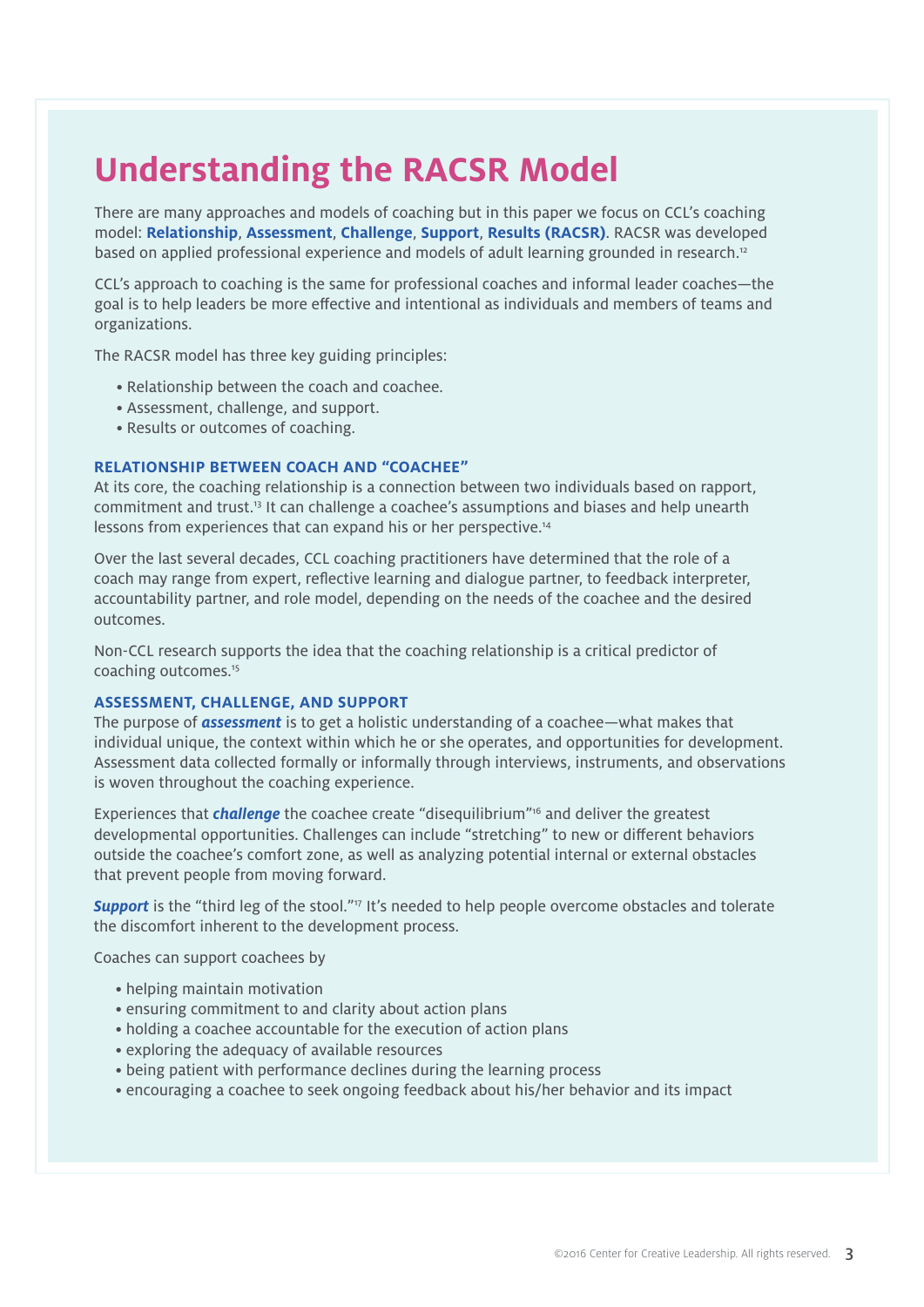# Understanding the RACSR Model

There are many approaches and models of coaching but in this paper we focus on CCL's coaching model: **Relationship**, **Assessment**, **Challenge**, **Support**, **Results (RACSR)**. RACSR was developed based on applied professional experience and models of adult learning grounded in research.[12]

CCL's approach to coaching is the same for professional coaches and informal leader coaches—the goal is to help leaders be more effective and intentional as individuals and members of teams and organizations.

The RACSR model has three key guiding principles:

- Relationship between the coach and coachee.
- Assessment, challenge, and support.
- Results or outcomes of coaching.

### RELATIONSHIP BETWEEN COACH AND "COACHEE"

At its core, the coaching relationship is a connection between two individuals based on rapport, commitment and trust.[13] It can challenge a coachee's assumptions and biases and help unearth lessons from experiences that can expand his or her perspective.[14]

Over the last several decades, CCL coaching practitioners have determined that the role of a coach may range from expert, reflective learning and dialogue partner, to feedback interpreter, accountability partner, and role model, depending on the needs of the coachee and the desired outcomes.

Non-CCL research supports the idea that the coaching relationship is a critical predictor of coaching outcomes.[15]

### ASSESSMENT, CHALLENGE, AND SUPPORT

The purpose of ***assessment*** is to get a holistic understanding of a coachee—what makes that individual unique, the context within which he or she operates, and opportunities for development. Assessment data collected formally or informally through interviews, instruments, and observations is woven throughout the coaching experience.

Experiences that ***challenge*** the coachee create "disequilibrium"[16] and deliver the greatest developmental opportunities. Challenges can include "stretching" to new or different behaviors outside the coachee's comfort zone, as well as analyzing potential internal or external obstacles that prevent people from moving forward.

***Support*** is the "third leg of the stool."[17] It's needed to help people overcome obstacles and tolerate the discomfort inherent to the development process.

Coaches can support coachees by

- helping maintain motivation
- ensuring commitment to and clarity about action plans
- holding a coachee accountable for the execution of action plans
- exploring the adequacy of available resources
- being patient with performance declines during the learning process
- encouraging a coachee to seek ongoing feedback about his/her behavior and its impact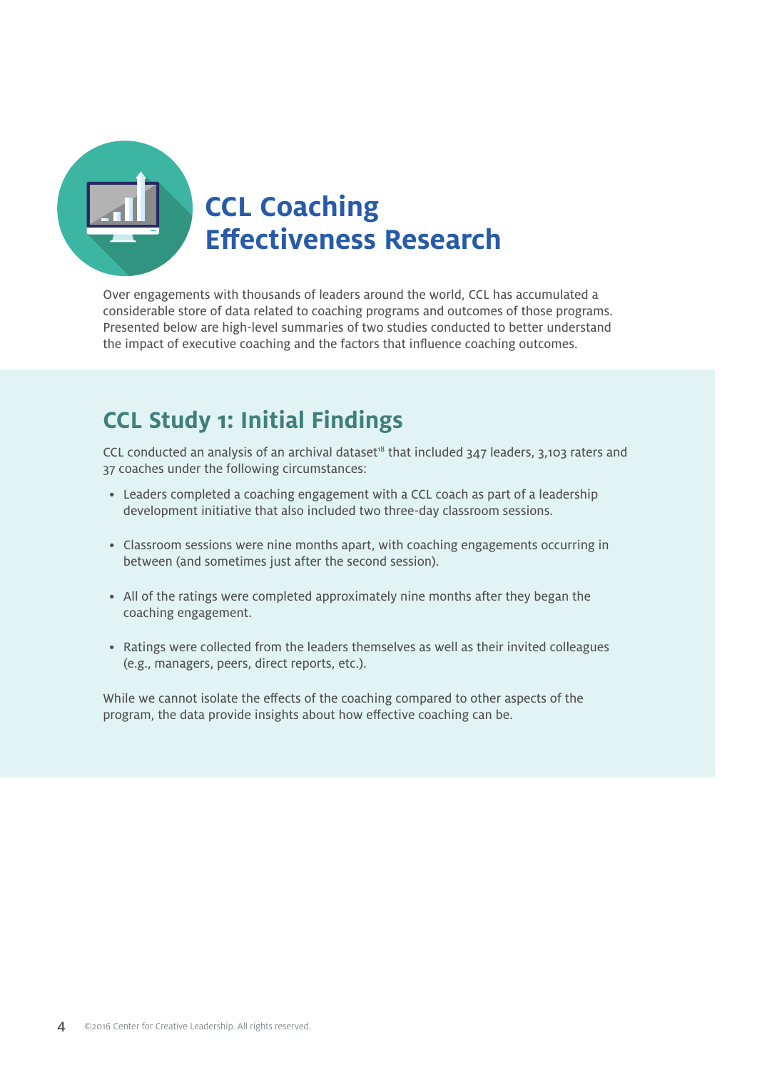# CCL Coaching Effectiveness Research

Over engagements with thousands of leaders around the world, CCL has accumulated a considerable store of data related to coaching programs and outcomes of those programs. Presented below are high-level summaries of two studies conducted to better understand the impact of executive coaching and the factors that influence coaching outcomes.

## CCL Study 1: Initial Findings

CCL conducted an analysis of an archival dataset[18] that included 347 leaders, 3,103 raters and 37 coaches under the following circumstances:

- Leaders completed a coaching engagement with a CCL coach as part of a leadership development initiative that also included two three-day classroom sessions.
- Classroom sessions were nine months apart, with coaching engagements occurring in between (and sometimes just after the second session).
- All of the ratings were completed approximately nine months after they began the coaching engagement.
- Ratings were collected from the leaders themselves as well as their invited colleagues (e.g., managers, peers, direct reports, etc.).

While we cannot isolate the effects of the coaching compared to other aspects of the program, the data provide insights about how effective coaching can be.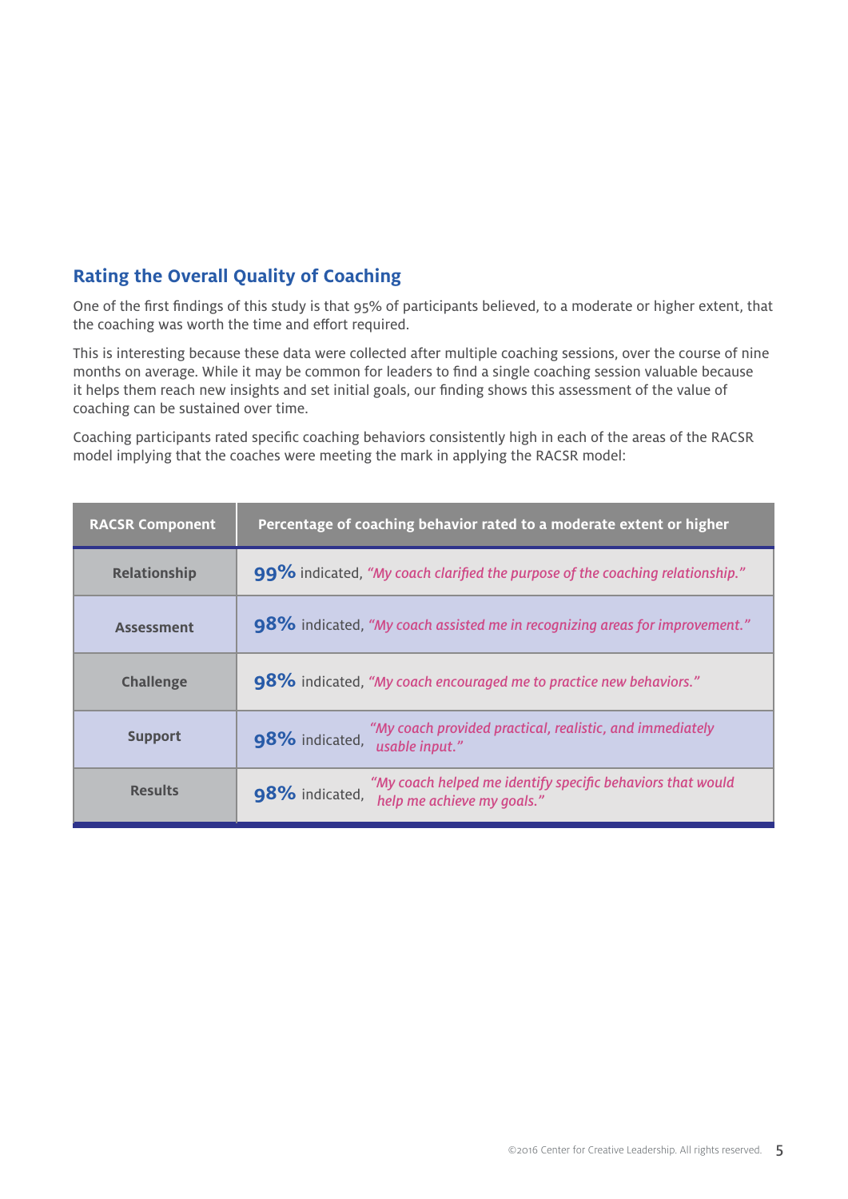## Rating the Overall Quality of Coaching

One of the first findings of this study is that 95% of participants believed, to a moderate or higher extent, that the coaching was worth the time and effort required.

This is interesting because these data were collected after multiple coaching sessions, over the course of nine months on average. While it may be common for leaders to find a single coaching session valuable because it helps them reach new insights and set initial goals, our finding shows this assessment of the value of coaching can be sustained over time.

Coaching participants rated specific coaching behaviors consistently high in each of the areas of the RACSR model implying that the coaches were meeting the mark in applying the RACSR model:

| RACSR Component | Percentage of coaching behavior rated to a moderate extent or higher |
|---|---|
| **Relationship** | **99%** indicated, *"My coach clarified the purpose of the coaching relationship."* |
| **Assessment** | **98%** indicated, *"My coach assisted me in recognizing areas for improvement."* |
| **Challenge** | **98%** indicated, *"My coach encouraged me to practice new behaviors."* |
| **Support** | **98%** indicated, *"My coach provided practical, realistic, and immediately usable input."* |
| **Results** | **98%** indicated, *"My coach helped me identify specific behaviors that would help me achieve my goals."* |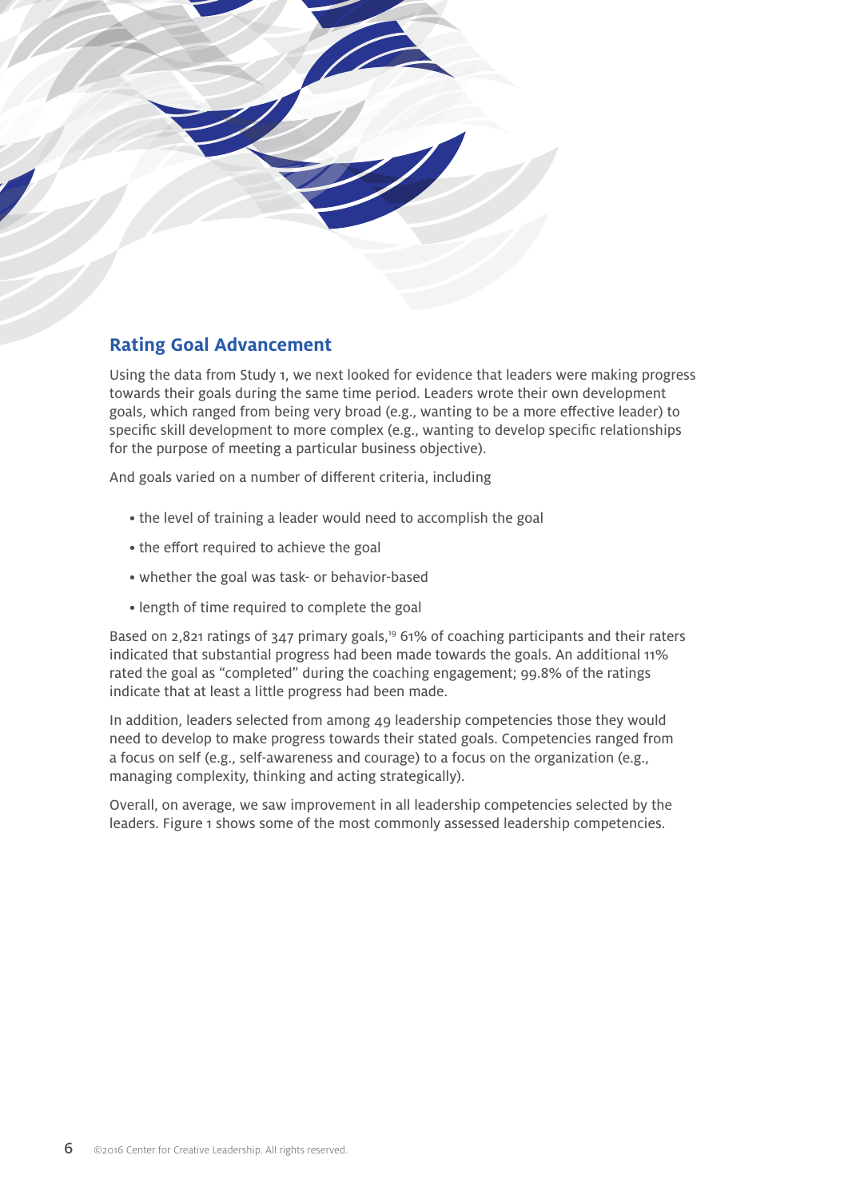## Rating Goal Advancement

Using the data from Study 1, we next looked for evidence that leaders were making progress towards their goals during the same time period. Leaders wrote their own development goals, which ranged from being very broad (e.g., wanting to be a more effective leader) to specific skill development to more complex (e.g., wanting to develop specific relationships for the purpose of meeting a particular business objective).

And goals varied on a number of different criteria, including

- the level of training a leader would need to accomplish the goal
- the effort required to achieve the goal
- whether the goal was task- or behavior-based
- length of time required to complete the goal

Based on 2,821 ratings of 347 primary goals,[19] 61% of coaching participants and their raters indicated that substantial progress had been made towards the goals. An additional 11% rated the goal as "completed" during the coaching engagement; 99.8% of the ratings indicate that at least a little progress had been made.

In addition, leaders selected from among 49 leadership competencies those they would need to develop to make progress towards their stated goals. Competencies ranged from a focus on self (e.g., self-awareness and courage) to a focus on the organization (e.g., managing complexity, thinking and acting strategically).

Overall, on average, we saw improvement in all leadership competencies selected by the leaders. Figure 1 shows some of the most commonly assessed leadership competencies.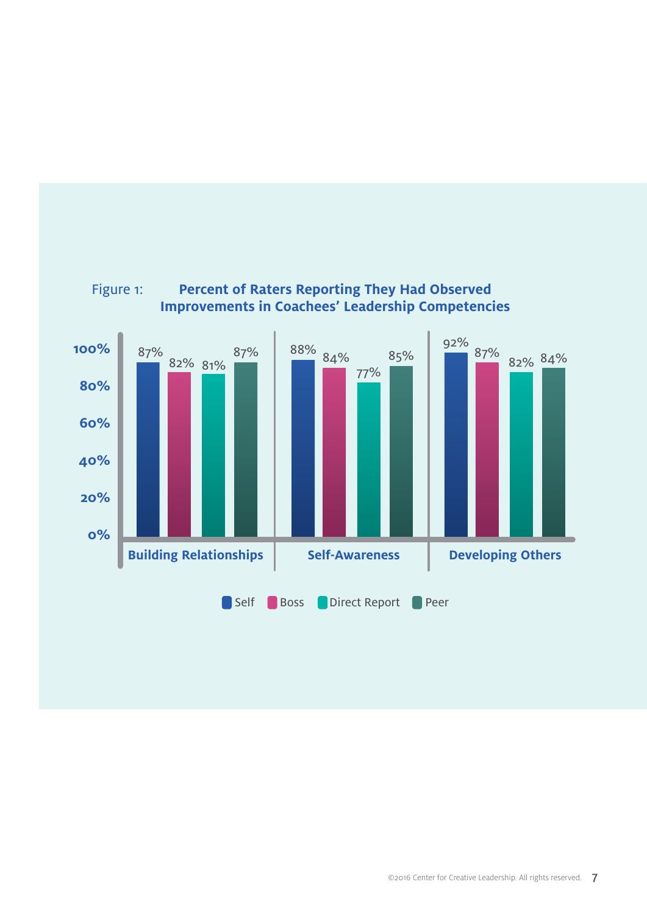Figure 1: **Percent of Raters Reporting They Had Observed Improvements in Coachees' Leadership Competencies**

| | Self | Boss | Direct Report | Peer |
|---|---|---|---|---|
| Building Relationships | 87% | 82% | 81% | 87% |
| Self-Awareness | 88% | 84% | 77% | 85% |
| Developing Others | 92% | 87% | 82% | 84% |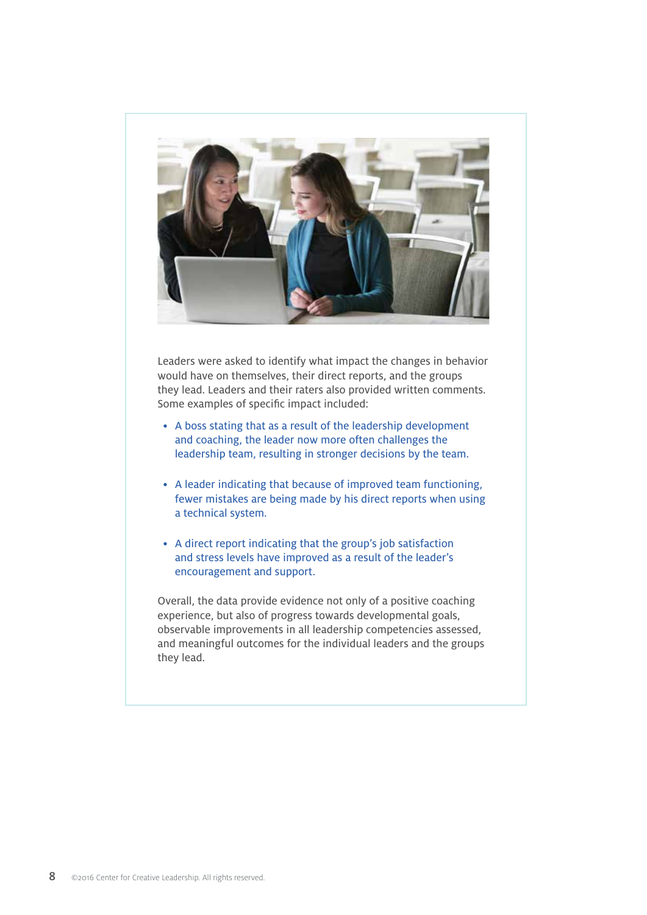Leaders were asked to identify what impact the changes in behavior would have on themselves, their direct reports, and the groups they lead. Leaders and their raters also provided written comments. Some examples of specific impact included:

- A boss stating that as a result of the leadership development and coaching, the leader now more often challenges the leadership team, resulting in stronger decisions by the team.
- A leader indicating that because of improved team functioning, fewer mistakes are being made by his direct reports when using a technical system.
- A direct report indicating that the group's job satisfaction and stress levels have improved as a result of the leader's encouragement and support.

Overall, the data provide evidence not only of a positive coaching experience, but also of progress towards developmental goals, observable improvements in all leadership competencies assessed, and meaningful outcomes for the individual leaders and the groups they lead.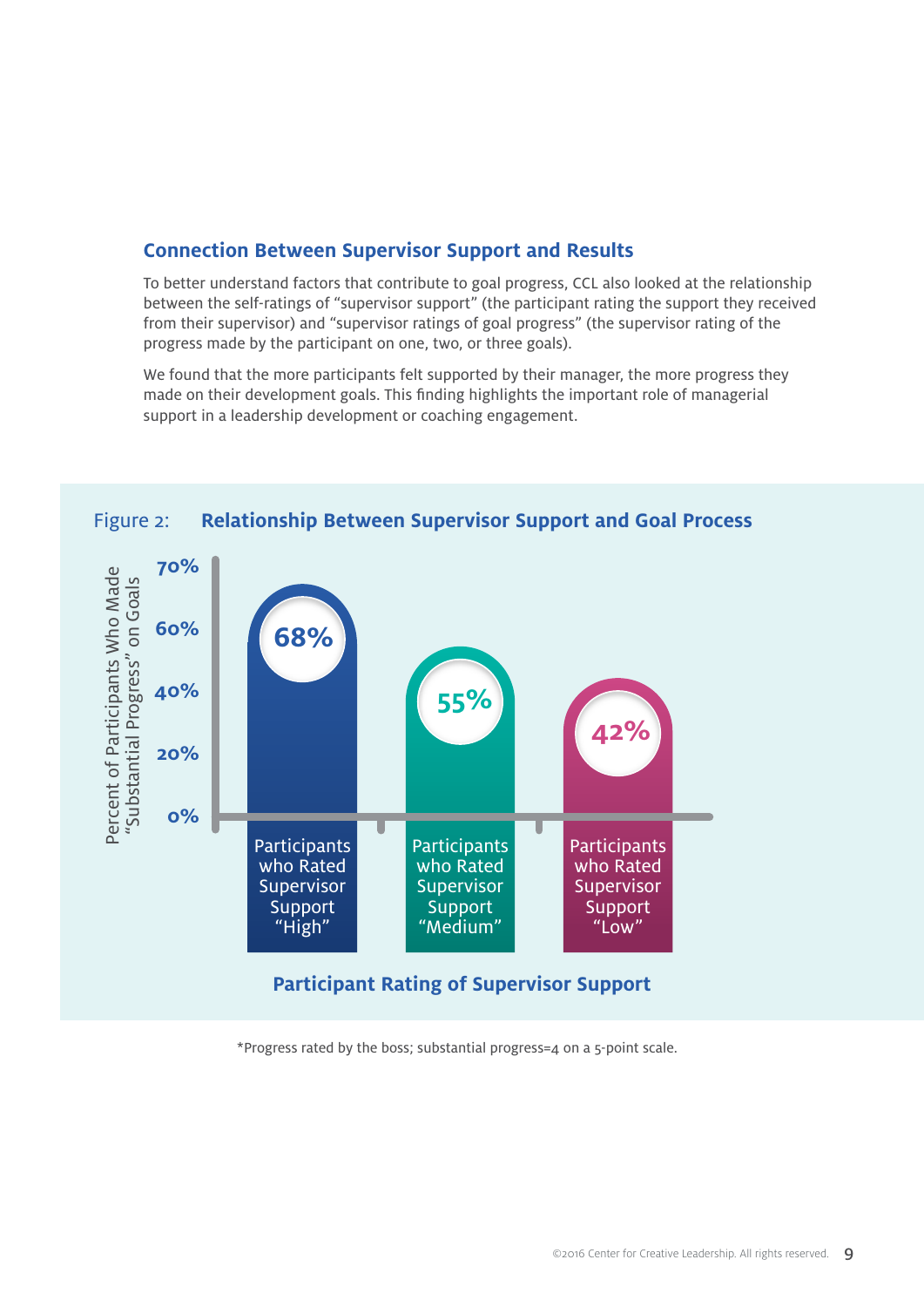## Connection Between Supervisor Support and Results

To better understand factors that contribute to goal progress, CCL also looked at the relationship between the self-ratings of "supervisor support" (the participant rating the support they received from their supervisor) and "supervisor ratings of goal progress" (the supervisor rating of the progress made by the participant on one, two, or three goals).

We found that the more participants felt supported by their manager, the more progress they made on their development goals. This finding highlights the important role of managerial support in a leadership development or coaching engagement.

Figure 2: **Relationship Between Supervisor Support and Goal Process**

| Participant Rating of Supervisor Support | Percent of Participants Who Made "Substantial Progress" on Goals |
| --- | --- |
| Participants who Rated Supervisor Support "High" | 68% |
| Participants who Rated Supervisor Support "Medium" | 55% |
| Participants who Rated Supervisor Support "Low" | 42% |

*Progress rated by the boss; substantial progress=4 on a 5-point scale.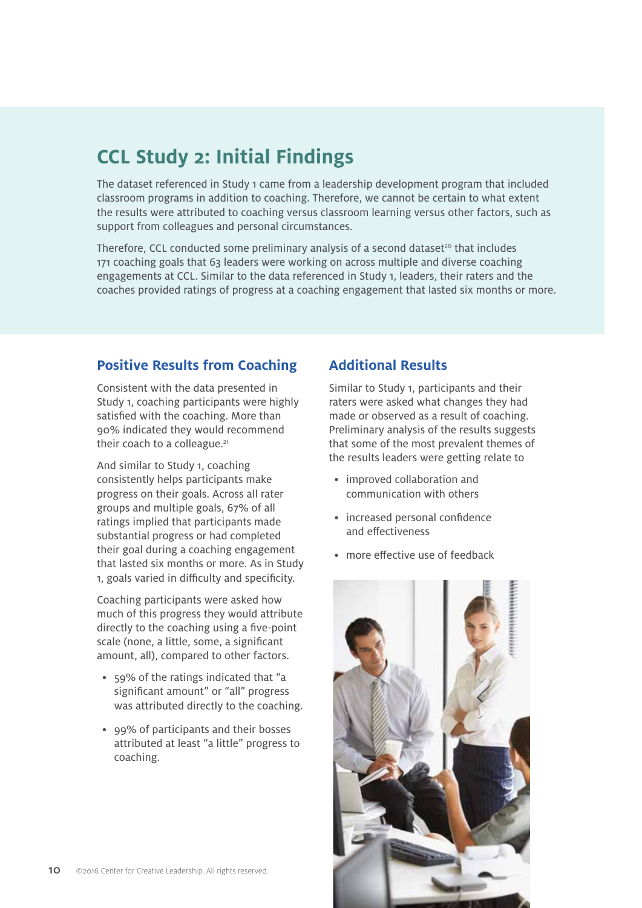## CCL Study 2: Initial Findings

The dataset referenced in Study 1 came from a leadership development program that included classroom programs in addition to coaching. Therefore, we cannot be certain to what extent the results were attributed to coaching versus classroom learning versus other factors, such as support from colleagues and personal circumstances.

Therefore, CCL conducted some preliminary analysis of a second dataset[20] that includes 171 coaching goals that 63 leaders were working on across multiple and diverse coaching engagements at CCL. Similar to the data referenced in Study 1, leaders, their raters and the coaches provided ratings of progress at a coaching engagement that lasted six months or more.

### Positive Results from Coaching

Consistent with the data presented in Study 1, coaching participants were highly satisfied with the coaching. More than 90% indicated they would recommend their coach to a colleague.[21]

And similar to Study 1, coaching consistently helps participants make progress on their goals. Across all rater groups and multiple goals, 67% of all ratings implied that participants made substantial progress or had completed their goal during a coaching engagement that lasted six months or more. As in Study 1, goals varied in difficulty and specificity.

Coaching participants were asked how much of this progress they would attribute directly to the coaching using a five-point scale (none, a little, some, a significant amount, all), compared to other factors.

- 59% of the ratings indicated that "a significant amount" or "all" progress was attributed directly to the coaching.
- 99% of participants and their bosses attributed at least "a little" progress to coaching.

### Additional Results

Similar to Study 1, participants and their raters were asked what changes they had made or observed as a result of coaching. Preliminary analysis of the results suggests that some of the most prevalent themes of the results leaders were getting relate to

- improved collaboration and communication with others
- increased personal confidence and effectiveness
- more effective use of feedback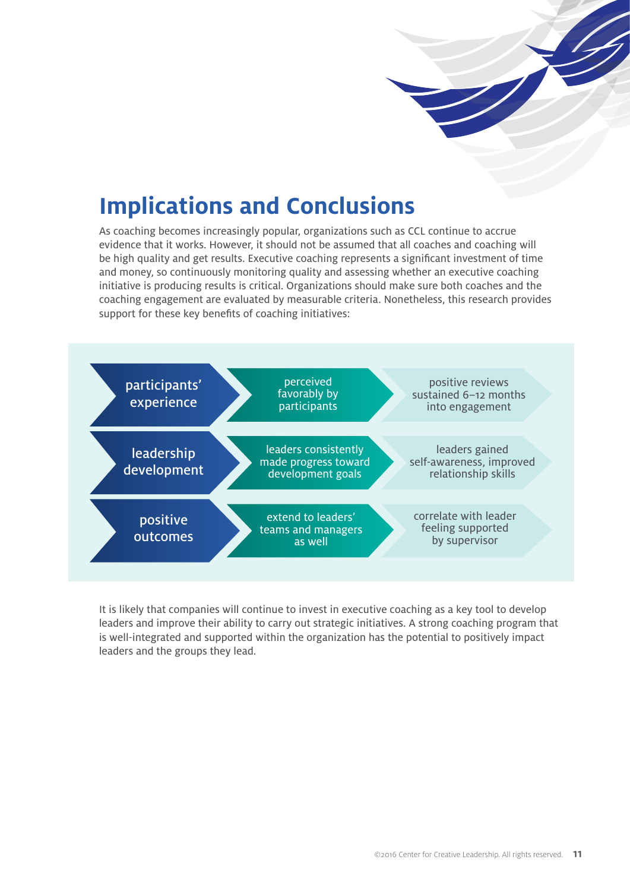# Implications and Conclusions

As coaching becomes increasingly popular, organizations such as CCL continue to accrue evidence that it works. However, it should not be assumed that all coaches and coaching will be high quality and get results. Executive coaching represents a significant investment of time and money, so continuously monitoring quality and assessing whether an executive coaching initiative is producing results is critical. Organizations should make sure both coaches and the coaching engagement are evaluated by measurable criteria. Nonetheless, this research provides support for these key benefits of coaching initiatives:

| | | |
|---|---|---|
| participants' experience | perceived favorably by participants | positive reviews sustained 6–12 months into engagement |
| leadership development | leaders consistently made progress toward development goals | leaders gained self-awareness, improved relationship skills |
| positive outcomes | extend to leaders' teams and managers as well | correlate with leader feeling supported by supervisor |

It is likely that companies will continue to invest in executive coaching as a key tool to develop leaders and improve their ability to carry out strategic initiatives. A strong coaching program that is well-integrated and supported within the organization has the potential to positively impact leaders and the groups they lead.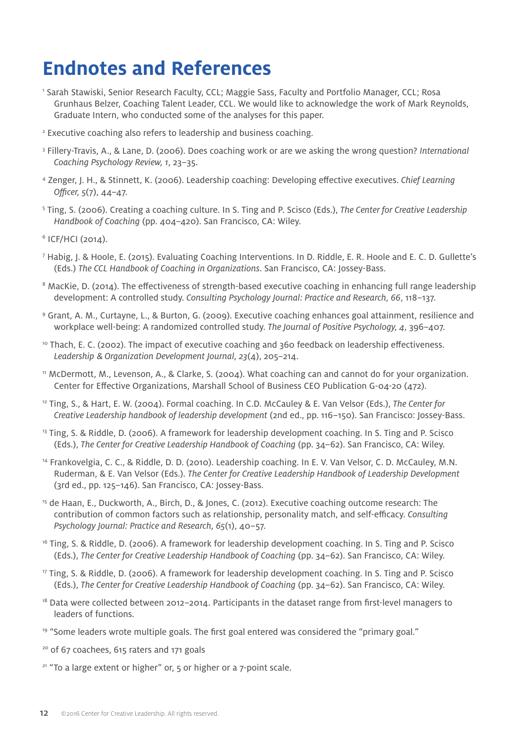# Endnotes and References

[1] Sarah Stawiski, Senior Research Faculty, CCL; Maggie Sass, Faculty and Portfolio Manager, CCL; Rosa Grunhaus Belzer, Coaching Talent Leader, CCL. We would like to acknowledge the work of Mark Reynolds, Graduate Intern, who conducted some of the analyses for this paper.

[2] Executive coaching also refers to leadership and business coaching.

[3] Fillery-Travis, A., & Lane, D. (2006). Does coaching work or are we asking the wrong question? *International Coaching Psychology Review, 1*, 23–35.

[4] Zenger, J. H., & Stinnett, K. (2006). Leadership coaching: Developing effective executives. *Chief Learning Officer, 5*(7), 44–47.

[5] Ting, S. (2006). Creating a coaching culture. In S. Ting and P. Scisco (Eds.), *The Center for Creative Leadership Handbook of Coaching* (pp. 404–420). San Francisco, CA: Wiley.

[6] ICF/HCI (2014).

[7] Habig, J. & Hoole, E. (2015). Evaluating Coaching Interventions. In D. Riddle, E. R. Hoole and E. C. D. Gullette's (Eds.) *The CCL Handbook of Coaching in Organizations*. San Francisco, CA: Jossey-Bass.

[8] MacKie, D. (2014). The effectiveness of strength-based executive coaching in enhancing full range leadership development: A controlled study. *Consulting Psychology Journal: Practice and Research, 66*, 118–137.

[9] Grant, A. M., Curtayne, L., & Burton, G. (2009). Executive coaching enhances goal attainment, resilience and workplace well-being: A randomized controlled study. *The Journal of Positive Psychology, 4*, 396–407.

[10] Thach, E. C. (2002). The impact of executive coaching and 360 feedback on leadership effectiveness. *Leadership & Organization Development Journal, 23*(4), 205–214.

[11] McDermott, M., Levenson, A., & Clarke, S. (2004). What coaching can and cannot do for your organization. Center for Effective Organizations, Marshall School of Business CEO Publication G-04-20 (472).

[12] Ting, S., & Hart, E. W. (2004). Formal coaching. In C.D. McCauley & E. Van Velsor (Eds.), *The Center for Creative Leadership handbook of leadership development* (2nd ed., pp. 116–150). San Francisco: Jossey-Bass.

[13] Ting, S. & Riddle, D. (2006). A framework for leadership development coaching. In S. Ting and P. Scisco (Eds.), *The Center for Creative Leadership Handbook of Coaching* (pp. 34–62). San Francisco, CA: Wiley.

[14] Frankovelgia, C. C., & Riddle, D. D. (2010). Leadership coaching. In E. V. Van Velsor, C. D. McCauley, M.N. Ruderman, & E. Van Velsor (Eds.). *The Center for Creative Leadership Handbook of Leadership Development* (3rd ed., pp. 125–146). San Francisco, CA: Jossey-Bass.

[15] de Haan, E., Duckworth, A., Birch, D., & Jones, C. (2012). Executive coaching outcome research: The contribution of common factors such as relationship, personality match, and self-efficacy. *Consulting Psychology Journal: Practice and Research, 65*(1), 40–57.

[16] Ting, S. & Riddle, D. (2006). A framework for leadership development coaching. In S. Ting and P. Scisco (Eds.), *The Center for Creative Leadership Handbook of Coaching* (pp. 34–62). San Francisco, CA: Wiley.

[17] Ting, S. & Riddle, D. (2006). A framework for leadership development coaching. In S. Ting and P. Scisco (Eds.), *The Center for Creative Leadership Handbook of Coaching* (pp. 34–62). San Francisco, CA: Wiley.

[18] Data were collected between 2012–2014. Participants in the dataset range from first-level managers to leaders of functions.

[19] "Some leaders wrote multiple goals. The first goal entered was considered the "primary goal."

[20] of 67 coachees, 615 raters and 171 goals

[21] "To a large extent or higher" or, 5 or higher or a 7-point scale.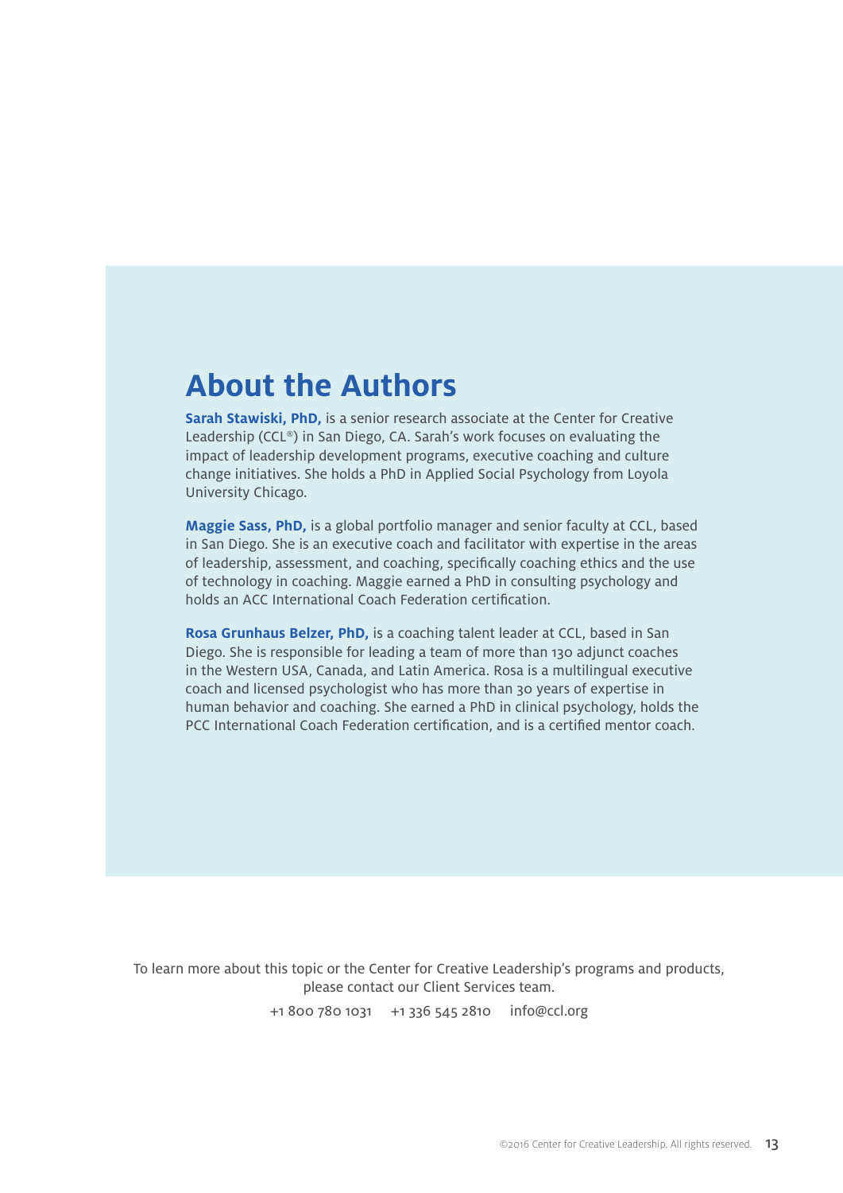# About the Authors

**Sarah Stawiski, PhD,** is a senior research associate at the Center for Creative Leadership (CCL®) in San Diego, CA. Sarah's work focuses on evaluating the impact of leadership development programs, executive coaching and culture change initiatives. She holds a PhD in Applied Social Psychology from Loyola University Chicago.

**Maggie Sass, PhD,** is a global portfolio manager and senior faculty at CCL, based in San Diego. She is an executive coach and facilitator with expertise in the areas of leadership, assessment, and coaching, specifically coaching ethics and the use of technology in coaching. Maggie earned a PhD in consulting psychology and holds an ACC International Coach Federation certification.

**Rosa Grunhaus Belzer, PhD,** is a coaching talent leader at CCL, based in San Diego. She is responsible for leading a team of more than 130 adjunct coaches in the Western USA, Canada, and Latin America. Rosa is a multilingual executive coach and licensed psychologist who has more than 30 years of expertise in human behavior and coaching. She earned a PhD in clinical psychology, holds the PCC International Coach Federation certification, and is a certified mentor coach.

To learn more about this topic or the Center for Creative Leadership's programs and products, please contact our Client Services team.

+1 800 780 1031 +1 336 545 2810 info@ccl.org

©2016 Center for Creative Leadership. All rights reserved.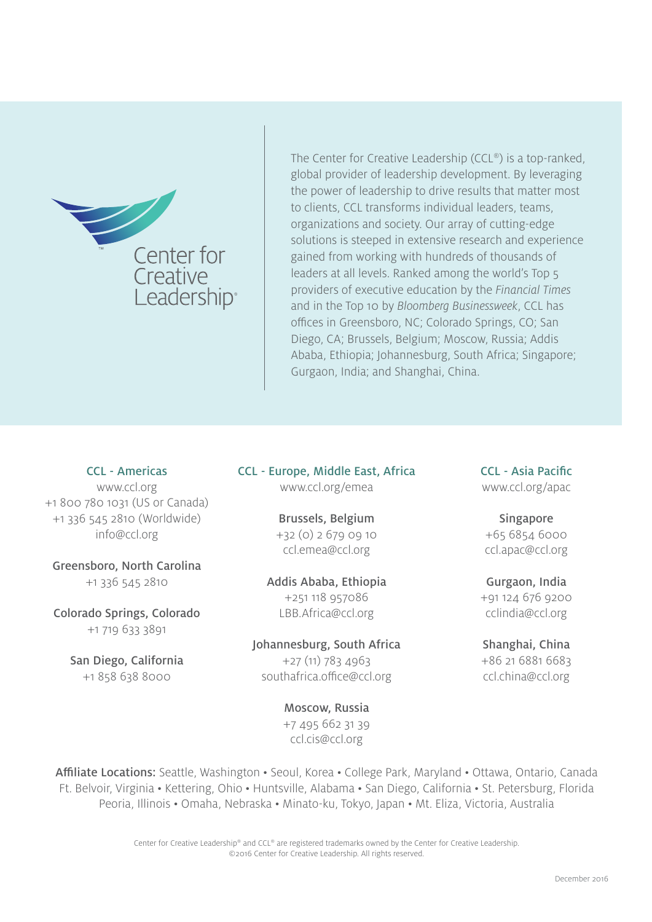Center for Creative Leadership®

The Center for Creative Leadership (CCL®) is a top-ranked, global provider of leadership development. By leveraging the power of leadership to drive results that matter most to clients, CCL transforms individual leaders, teams, organizations and society. Our array of cutting-edge solutions is steeped in extensive research and experience gained from working with hundreds of thousands of leaders at all levels. Ranked among the world's Top 5 providers of executive education by the *Financial Times* and in the Top 10 by *Bloomberg Businessweek*, CCL has offices in Greensboro, NC; Colorado Springs, CO; San Diego, CA; Brussels, Belgium; Moscow, Russia; Addis Ababa, Ethiopia; Johannesburg, South Africa; Singapore; Gurgaon, India; and Shanghai, China.

### CCL - Americas

www.ccl.org
+1 800 780 1031 (US or Canada)
+1 336 545 2810 (Worldwide)
info@ccl.org

**Greensboro, North Carolina**
+1 336 545 2810

**Colorado Springs, Colorado**
+1 719 633 3891

**San Diego, California**
+1 858 638 8000

### CCL - Europe, Middle East, Africa

www.ccl.org/emea

**Brussels, Belgium**
+32 (0) 2 679 09 10
ccl.emea@ccl.org

**Addis Ababa, Ethiopia**
+251 118 957086
LBB.Africa@ccl.org

**Johannesburg, South Africa**
+27 (11) 783 4963
southafrica.office@ccl.org

**Moscow, Russia**
+7 495 662 31 39
ccl.cis@ccl.org

### CCL - Asia Pacific

www.ccl.org/apac

**Singapore**
+65 6854 6000
ccl.apac@ccl.org

**Gurgaon, India**
+91 124 676 9200
cclindia@ccl.org

**Shanghai, China**
+86 21 6881 6683
ccl.china@ccl.org

**Affiliate Locations:** Seattle, Washington • Seoul, Korea • College Park, Maryland • Ottawa, Ontario, Canada
Ft. Belvoir, Virginia • Kettering, Ohio • Huntsville, Alabama • San Diego, California • St. Petersburg, Florida
Peoria, Illinois • Omaha, Nebraska • Minato-ku, Tokyo, Japan • Mt. Eliza, Victoria, Australia

Center for Creative Leadership® and CCL® are registered trademarks owned by the Center for Creative Leadership.
©2016 Center for Creative Leadership. All rights reserved.

December 2016